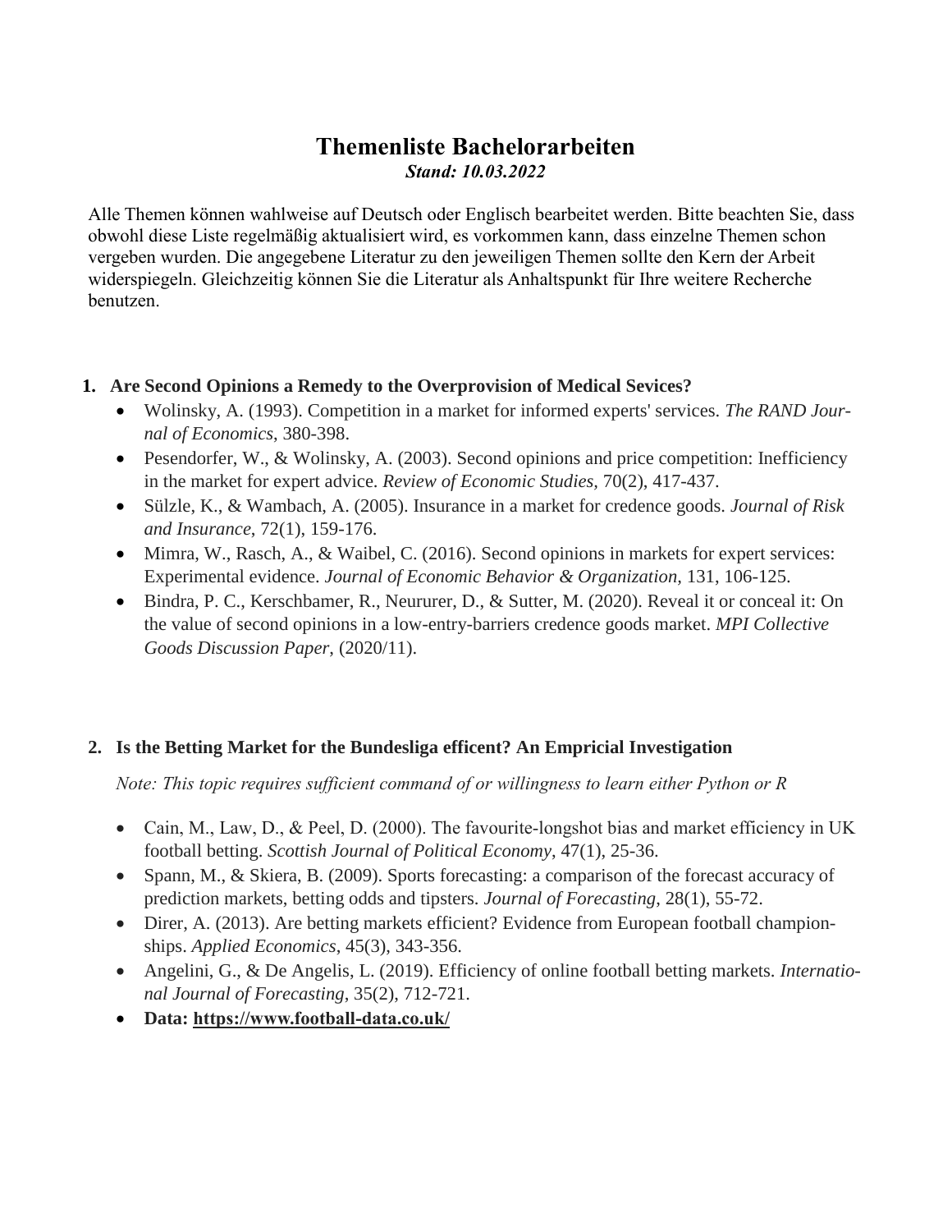# Themenliste Bachelorarbeiten

***Stand: 10.03.2022***

Alle Themen können wahlweise auf Deutsch oder Englisch bearbeitet werden. Bitte beachten Sie, dass obwohl diese Liste regelmäßig aktualisiert wird, es vorkommen kann, dass einzelne Themen schon vergeben wurden. Die angegebene Literatur zu den jeweiligen Themen sollte den Kern der Arbeit widerspiegeln. Gleichzeitig können Sie die Literatur als Anhaltspunkt für Ihre weitere Recherche benutzen.

**1. Are Second Opinions a Remedy to the Overprovision of Medical Sevices?**

- Wolinsky, A. (1993). Competition in a market for informed experts' services. *The RAND Journal of Economics*, 380-398.
- Pesendorfer, W., & Wolinsky, A. (2003). Second opinions and price competition: Inefficiency in the market for expert advice. *Review of Economic Studies,* 70(2), 417-437.
- Sülzle, K., & Wambach, A. (2005). Insurance in a market for credence goods. *Journal of Risk and Insurance*, 72(1), 159-176.
- Mimra, W., Rasch, A., & Waibel, C. (2016). Second opinions in markets for expert services: Experimental evidence. *Journal of Economic Behavior & Organization,* 131, 106-125.
- Bindra, P. C., Kerschbamer, R., Neururer, D., & Sutter, M. (2020). Reveal it or conceal it: On the value of second opinions in a low-entry-barriers credence goods market. *MPI Collective Goods Discussion Paper*, (2020/11).

**2. Is the Betting Market for the Bundesliga efficent? An Empricial Investigation**

*Note: This topic requires sufficient command of or willingness to learn either Python or R*

- Cain, M., Law, D., & Peel, D. (2000). The favourite-longshot bias and market efficiency in UK football betting. *Scottish Journal of Political Economy*, 47(1), 25-36.
- Spann, M., & Skiera, B. (2009). Sports forecasting: a comparison of the forecast accuracy of prediction markets, betting odds and tipsters. *Journal of Forecasting*, 28(1), 55-72.
- Direr, A. (2013). Are betting markets efficient? Evidence from European football championships. *Applied Economics*, 45(3), 343-356.
- Angelini, G., & De Angelis, L. (2019). Efficiency of online football betting markets. *International Journal of Forecasting*, 35(2), 712-721.
- **Data: https://www.football-data.co.uk/**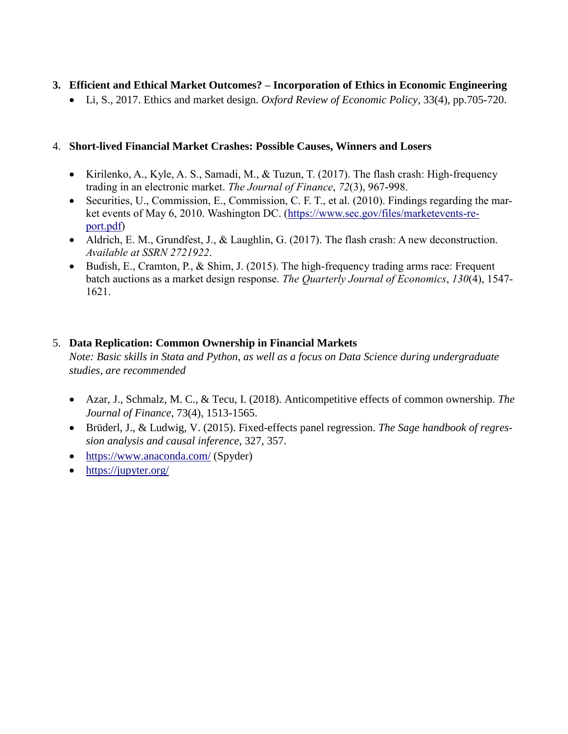3. **Efficient and Ethical Market Outcomes? – Incorporation of Ethics in Economic Engineering**
   - Li, S., 2017. Ethics and market design. *Oxford Review of Economic Policy*, 33(4), pp.705-720.

4. **Short-lived Financial Market Crashes: Possible Causes, Winners and Losers**
   - Kirilenko, A., Kyle, A. S., Samadi, M., & Tuzun, T. (2017). The flash crash: High-frequency trading in an electronic market. *The Journal of Finance*, *72*(3), 967-998.
   - Securities, U., Commission, E., Commission, C. F. T., et al. (2010). Findings regarding the market events of May 6, 2010. Washington DC. ([https://www.sec.gov/files/marketevents-report.pdf](https://www.sec.gov/files/marketevents-report.pdf))
   - Aldrich, E. M., Grundfest, J., & Laughlin, G. (2017). The flash crash: A new deconstruction. *Available at SSRN 2721922*.
   - Budish, E., Cramton, P., & Shim, J. (2015). The high-frequency trading arms race: Frequent batch auctions as a market design response. *The Quarterly Journal of Economics*, *130*(4), 1547-1621.

5. **Data Replication: Common Ownership in Financial Markets**
   *Note: Basic skills in Stata and Python, as well as a focus on Data Science during undergraduate studies, are recommended*
   - Azar, J., Schmalz, M. C., & Tecu, I. (2018). Anticompetitive effects of common ownership. *The Journal of Finance*, 73(4), 1513-1565.
   - Brüderl, J., & Ludwig, V. (2015). Fixed-effects panel regression. *The Sage handbook of regression analysis and causal inference*, 327, 357.
   - [https://www.anaconda.com/](https://www.anaconda.com/) (Spyder)
   - [https://jupyter.org/](https://jupyter.org/)